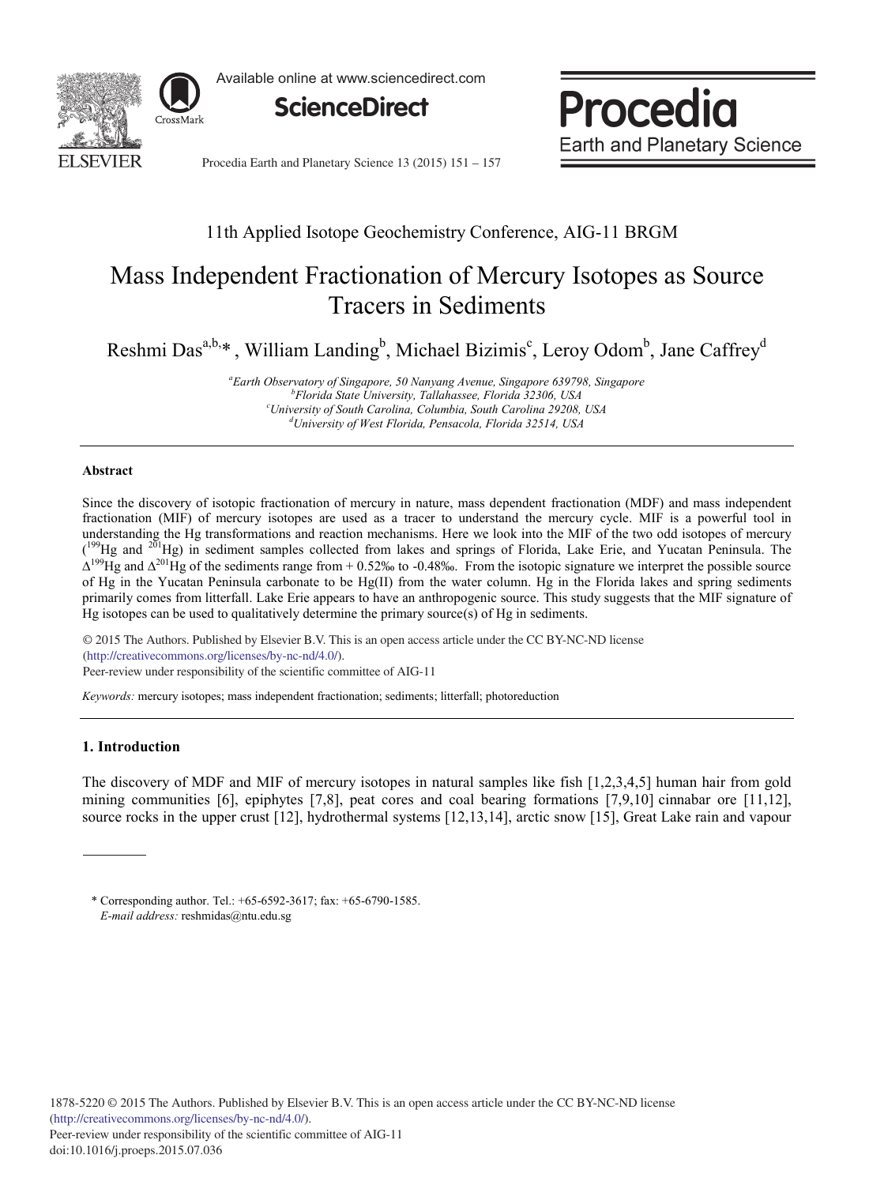11th Applied Isotope Geochemistry Conference, AIG-11 BRGM

# Mass Independent Fractionation of Mercury Isotopes as Source Tracers in Sediments

Reshmi Das[a,b,*], William Landing[b], Michael Bizimis[c], Leroy Odom[b], Jane Caffrey[d]

[a]Earth Observatory of Singapore, 50 Nanyang Avenue, Singapore 639798, Singapore
[b]Florida State University, Tallahassee, Florida 32306, USA
[c]University of South Carolina, Columbia, South Carolina 29208, USA
[d]University of West Florida, Pensacola, Florida 32514, USA

## Abstract

Since the discovery of isotopic fractionation of mercury in nature, mass dependent fractionation (MDF) and mass independent fractionation (MIF) of mercury isotopes are used as a tracer to understand the mercury cycle. MIF is a powerful tool in understanding the Hg transformations and reaction mechanisms. Here we look into the MIF of the two odd isotopes of mercury ($^{199}$Hg and $^{201}$Hg) in sediment samples collected from lakes and springs of Florida, Lake Erie, and Yucatan Peninsula. The $\Delta^{199}$Hg and $\Delta^{201}$Hg of the sediments range from + 0.52‰ to -0.48‰. From the isotopic signature we interpret the possible source of Hg in the Yucatan Peninsula carbonate to be Hg(II) from the water column. Hg in the Florida lakes and spring sediments primarily comes from litterfall. Lake Erie appears to have an anthropogenic source. This study suggests that the MIF signature of Hg isotopes can be used to qualitatively determine the primary source(s) of Hg in sediments.

© 2015 The Authors. Published by Elsevier B.V. This is an open access article under the CC BY-NC-ND license (http://creativecommons.org/licenses/by-nc-nd/4.0/).
Peer-review under responsibility of the scientific committee of AIG-11

*Keywords:* mercury isotopes; mass independent fractionation; sediments; litterfall; photoreduction

## 1. Introduction

The discovery of MDF and MIF of mercury isotopes in natural samples like fish [1,2,3,4,5] human hair from gold mining communities [6], epiphytes [7,8], peat cores and coal bearing formations [7,9,10] cinnabar ore [11,12], source rocks in the upper crust [12], hydrothermal systems [12,13,14], arctic snow [15], Great Lake rain and vapour

* Corresponding author. Tel.: +65-6592-3617; fax: +65-6790-1585.
*E-mail address:* reshmidas@ntu.edu.sg

1878-5220 © 2015 The Authors. Published by Elsevier B.V. This is an open access article under the CC BY-NC-ND license (http://creativecommons.org/licenses/by-nc-nd/4.0/).
Peer-review under responsibility of the scientific committee of AIG-11
doi:10.1016/j.proeps.2015.07.036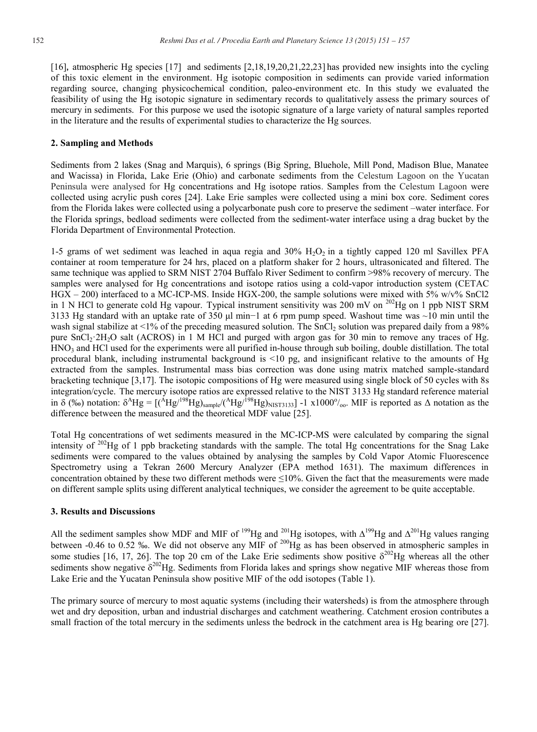[16], atmospheric Hg species [17] and sediments [2,18,19,20,21,22,23] has provided new insights into the cycling of this toxic element in the environment. Hg isotopic composition in sediments can provide varied information regarding source, changing physicochemical condition, paleo-environment etc. In this study we evaluated the feasibility of using the Hg isotopic signature in sedimentary records to qualitatively assess the primary sources of mercury in sediments. For this purpose we used the isotopic signature of a large variety of natural samples reported in the literature and the results of experimental studies to characterize the Hg sources.

## 2. Sampling and Methods

Sediments from 2 lakes (Snag and Marquis), 6 springs (Big Spring, Bluehole, Mill Pond, Madison Blue, Manatee and Wacissa) in Florida, Lake Erie (Ohio) and carbonate sediments from the Celestum Lagoon on the Yucatan Peninsula were analysed for Hg concentrations and Hg isotope ratios. Samples from the Celestum Lagoon were collected using acrylic push cores [24]. Lake Erie samples were collected using a mini box core. Sediment cores from the Florida lakes were collected using a polycarbonate push core to preserve the sediment –water interface. For the Florida springs, bedload sediments were collected from the sediment-water interface using a drag bucket by the Florida Department of Environmental Protection.

1-5 grams of wet sediment was leached in aqua regia and 30% $H_2O_2$ in a tightly capped 120 ml Savillex PFA container at room temperature for 24 hrs, placed on a platform shaker for 2 hours, ultrasonicated and filtered. The same technique was applied to SRM NIST 2704 Buffalo River Sediment to confirm >98% recovery of mercury. The samples were analysed for Hg concentrations and isotope ratios using a cold-vapor introduction system (CETAC HGX – 200) interfaced to a MC-ICP-MS. Inside HGX-200, the sample solutions were mixed with 5% w/v% SnCl2 in 1 N HCl to generate cold Hg vapour. Typical instrument sensitivity was 200 mV on $^{202}$Hg on 1 ppb NIST SRM 3133 Hg standard with an uptake rate of 350 μl min−1 at 6 rpm pump speed. Washout time was ~10 min until the wash signal stabilize at <1% of the preceding measured solution. The $SnCl_2$ solution was prepared daily from a 98% pure $SnCl_2 \cdot 2H_2O$ salt (ACROS) in 1 M HCl and purged with argon gas for 30 min to remove any traces of Hg. $HNO_3$ and HCl used for the experiments were all purified in-house through sub boiling, double distillation. The total procedural blank, including instrumental background is <10 pg, and insignificant relative to the amounts of Hg extracted from the samples. Instrumental mass bias correction was done using matrix matched sample-standard bracketing technique [3,17]. The isotopic compositions of Hg were measured using single block of 50 cycles with 8s integration/cycle. The mercury isotope ratios are expressed relative to the NIST 3133 Hg standard reference material in δ (‰) notation: $\delta^{A}Hg = [(^{A}Hg/^{198}Hg)_{sample}/(^{A}Hg/^{198}Hg)_{NIST3133}] - 1 \times 1000‰$. MIF is reported as Δ notation as the difference between the measured and the theoretical MDF value [25].

Total Hg concentrations of wet sediments measured in the MC-ICP-MS were calculated by comparing the signal intensity of $^{202}$Hg of 1 ppb bracketing standards with the sample. The total Hg concentrations for the Snag Lake sediments were compared to the values obtained by analysing the samples by Cold Vapor Atomic Fluorescence Spectrometry using a Tekran 2600 Mercury Analyzer (EPA method 1631). The maximum differences in concentration obtained by these two different methods were ≤10%. Given the fact that the measurements were made on different sample splits using different analytical techniques, we consider the agreement to be quite acceptable.

## 3. Results and Discussions

All the sediment samples show MDF and MIF of $^{199}$Hg and $^{201}$Hg isotopes, with $\Delta^{199}$Hg and $\Delta^{201}$Hg values ranging between -0.46 to 0.52 ‰. We did not observe any MIF of $^{200}$Hg as has been observed in atmospheric samples in some studies [16, 17, 26]. The top 20 cm of the Lake Erie sediments show positive $\delta^{202}$Hg whereas all the other sediments show negative $\delta^{202}$Hg. Sediments from Florida lakes and springs show negative MIF whereas those from Lake Erie and the Yucatan Peninsula show positive MIF of the odd isotopes (Table 1).

The primary source of mercury to most aquatic systems (including their watersheds) is from the atmosphere through wet and dry deposition, urban and industrial discharges and catchment weathering. Catchment erosion contributes a small fraction of the total mercury in the sediments unless the bedrock in the catchment area is Hg bearing ore [27].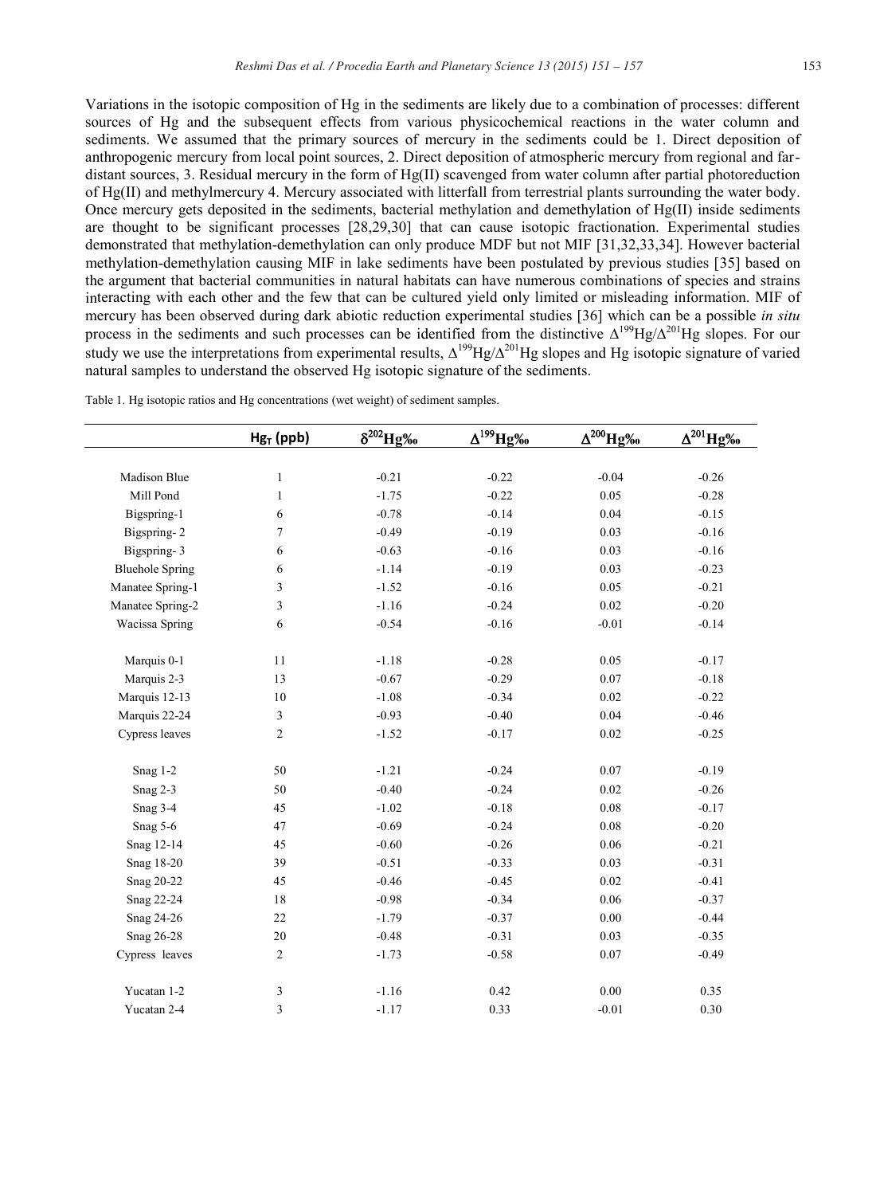Variations in the isotopic composition of Hg in the sediments are likely due to a combination of processes: different sources of Hg and the subsequent effects from various physicochemical reactions in the water column and sediments. We assumed that the primary sources of mercury in the sediments could be 1. Direct deposition of anthropogenic mercury from local point sources, 2. Direct deposition of atmospheric mercury from regional and far-distant sources, 3. Residual mercury in the form of Hg(II) scavenged from water column after partial photoreduction of Hg(II) and methylmercury 4. Mercury associated with litterfall from terrestrial plants surrounding the water body. Once mercury gets deposited in the sediments, bacterial methylation and demethylation of Hg(II) inside sediments are thought to be significant processes [28,29,30] that can cause isotopic fractionation. Experimental studies demonstrated that methylation-demethylation can only produce MDF but not MIF [31,32,33,34]. However bacterial methylation-demethylation causing MIF in lake sediments have been postulated by previous studies [35] based on the argument that bacterial communities in natural habitats can have numerous combinations of species and strains interacting with each other and the few that can be cultured yield only limited or misleading information. MIF of mercury has been observed during dark abiotic reduction experimental studies [36] which can be a possible *in situ* process in the sediments and such processes can be identified from the distinctive $\Delta^{199}Hg/\Delta^{201}Hg$ slopes. For our study we use the interpretations from experimental results, $\Delta^{199}Hg/\Delta^{201}Hg$ slopes and Hg isotopic signature of varied natural samples to understand the observed Hg isotopic signature of the sediments.

Table 1. Hg isotopic ratios and Hg concentrations (wet weight) of sediment samples.

| | $Hg_T$ (ppb) | $\delta^{202}Hg$‰ | $\Delta^{199}Hg$‰ | $\Delta^{200}Hg$‰ | $\Delta^{201}Hg$‰ |
|---|---|---|---|---|---|
| Madison Blue | 1 | -0.21 | -0.22 | -0.04 | -0.26 |
| Mill Pond | 1 | -1.75 | -0.22 | 0.05 | -0.28 |
| Bigspring-1 | 6 | -0.78 | -0.14 | 0.04 | -0.15 |
| Bigspring- 2 | 7 | -0.49 | -0.19 | 0.03 | -0.16 |
| Bigspring- 3 | 6 | -0.63 | -0.16 | 0.03 | -0.16 |
| Bluehole Spring | 6 | -1.14 | -0.19 | 0.03 | -0.23 |
| Manatee Spring-1 | 3 | -1.52 | -0.16 | 0.05 | -0.21 |
| Manatee Spring-2 | 3 | -1.16 | -0.24 | 0.02 | -0.20 |
| Wacissa Spring | 6 | -0.54 | -0.16 | -0.01 | -0.14 |
| | | | | | |
| Marquis 0-1 | 11 | -1.18 | -0.28 | 0.05 | -0.17 |
| Marquis 2-3 | 13 | -0.67 | -0.29 | 0.07 | -0.18 |
| Marquis 12-13 | 10 | -1.08 | -0.34 | 0.02 | -0.22 |
| Marquis 22-24 | 3 | -0.93 | -0.40 | 0.04 | -0.46 |
| Cypress leaves | 2 | -1.52 | -0.17 | 0.02 | -0.25 |
| | | | | | |
| Snag 1-2 | 50 | -1.21 | -0.24 | 0.07 | -0.19 |
| Snag 2-3 | 50 | -0.40 | -0.24 | 0.02 | -0.26 |
| Snag 3-4 | 45 | -1.02 | -0.18 | 0.08 | -0.17 |
| Snag 5-6 | 47 | -0.69 | -0.24 | 0.08 | -0.20 |
| Snag 12-14 | 45 | -0.60 | -0.26 | 0.06 | -0.21 |
| Snag 18-20 | 39 | -0.51 | -0.33 | 0.03 | -0.31 |
| Snag 20-22 | 45 | -0.46 | -0.45 | 0.02 | -0.41 |
| Snag 22-24 | 18 | -0.98 | -0.34 | 0.06 | -0.37 |
| Snag 24-26 | 22 | -1.79 | -0.37 | 0.00 | -0.44 |
| Snag 26-28 | 20 | -0.48 | -0.31 | 0.03 | -0.35 |
| Cypress leaves | 2 | -1.73 | -0.58 | 0.07 | -0.49 |
| | | | | | |
| Yucatan 1-2 | 3 | -1.16 | 0.42 | 0.00 | 0.35 |
| Yucatan 2-4 | 3 | -1.17 | 0.33 | -0.01 | 0.30 |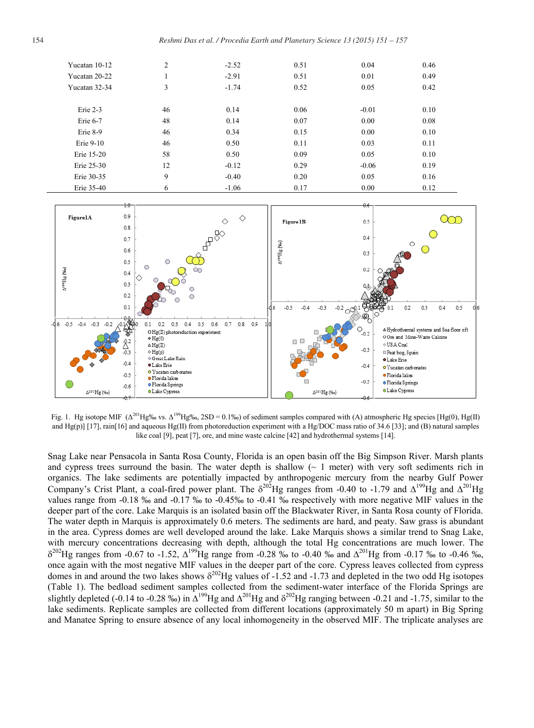| | | | | | |
|---|---|---|---|---|---|
| Yucatan 10-12 | 2 | -2.52 | 0.51 | 0.04 | 0.46 |
| Yucatan 20-22 | 1 | -2.91 | 0.51 | 0.01 | 0.49 |
| Yucatan 32-34 | 3 | -1.74 | 0.52 | 0.05 | 0.42 |
| | | | | | |
| Erie 2-3 | 46 | 0.14 | 0.06 | -0.01 | 0.10 |
| Erie 6-7 | 48 | 0.14 | 0.07 | 0.00 | 0.08 |
| Erie 8-9 | 46 | 0.34 | 0.15 | 0.00 | 0.10 |
| Erie 9-10 | 46 | 0.50 | 0.11 | 0.03 | 0.11 |
| Erie 15-20 | 58 | 0.50 | 0.09 | 0.05 | 0.10 |
| Erie 25-30 | 12 | -0.12 | 0.29 | -0.06 | 0.19 |
| Erie 30-35 | 9 | -0.40 | 0.20 | 0.05 | 0.16 |
| Erie 35-40 | 6 | -1.06 | 0.17 | 0.00 | 0.12 |

Fig. 1. Hg isotope MIF ($\Delta^{201}$Hg‰ vs. $\Delta^{199}$Hg‰, 2SD = 0.1‰) of sediment samples compared with (A) atmospheric Hg species [Hg(0), Hg(II) and Hg(p)] [17], rain[16] and aqueous Hg(II) from photoreduction experiment with a Hg/DOC mass ratio of 34.6 [33]; and (B) natural samples like coal [9], peat [7], ore, and mine waste calcine [42] and hydrothermal systems [14].

Snag Lake near Pensacola in Santa Rosa County, Florida is an open basin off the Big Simpson River. Marsh plants and cypress trees surround the basin. The water depth is shallow (~ 1 meter) with very soft sediments rich in organics. The lake sediments are potentially impacted by anthropogenic mercury from the nearby Gulf Power Company's Crist Plant, a coal-fired power plant. The $\delta^{202}$Hg ranges from -0.40 to -1.79 and $\Delta^{199}$Hg and $\Delta^{201}$Hg values range from -0.18 ‰ and -0.17 ‰ to -0.45‰ to -0.41 ‰ respectively with more negative MIF values in the deeper part of the core. Lake Marquis is an isolated basin off the Blackwater River, in Santa Rosa county of Florida. The water depth in Marquis is approximately 0.6 meters. The sediments are hard, and peaty. Saw grass is abundant in the area. Cypress domes are well developed around the lake. Lake Marquis shows a similar trend to Snag Lake, with mercury concentrations decreasing with depth, although the total Hg concentrations are much lower. The $\delta^{202}$Hg ranges from -0.67 to -1.52, $\Delta^{199}$Hg range from -0.28 ‰ to -0.40 ‰ and $\Delta^{201}$Hg from -0.17 ‰ to -0.46 ‰, once again with the most negative MIF values in the deeper part of the core. Cypress leaves collected from cypress domes in and around the two lakes shows $\delta^{202}$Hg values of -1.52 and -1.73 and depleted in the two odd Hg isotopes (Table 1). The bedload sediment samples collected from the sediment-water interface of the Florida Springs are slightly depleted (-0.14 to -0.28 ‰) in $\Delta^{199}$Hg and $\Delta^{201}$Hg and $\delta^{202}$Hg ranging between -0.21 and -1.75, similar to the lake sediments. Replicate samples are collected from different locations (approximately 50 m apart) in Big Spring and Manatee Spring to ensure absence of any local inhomogeneity in the observed MIF. The triplicate analyses are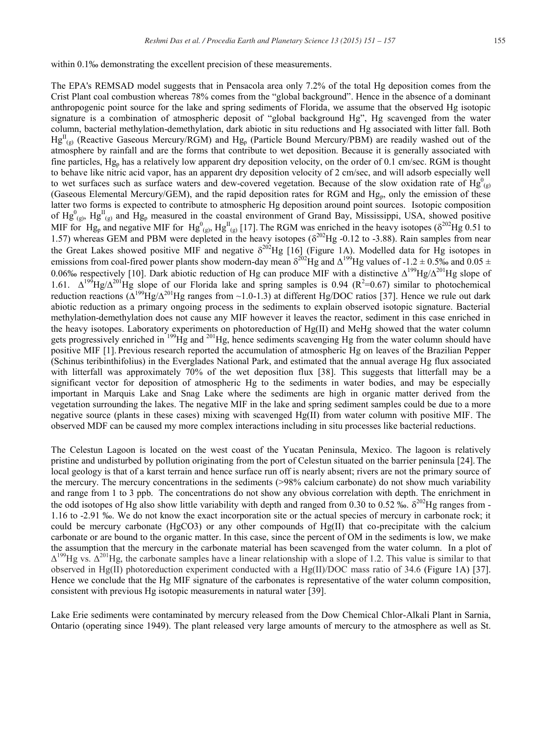within 0.1‰ demonstrating the excellent precision of these measurements.

The EPA's REMSAD model suggests that in Pensacola area only 7.2% of the total Hg deposition comes from the Crist Plant coal combustion whereas 78% comes from the "global background". Hence in the absence of a dominant anthropogenic point source for the lake and spring sediments of Florida, we assume that the observed Hg isotopic signature is a combination of atmospheric deposit of "global background Hg", Hg scavenged from the water column, bacterial methylation-demethylation, dark abiotic in situ reductions and Hg associated with litter fall. Both $Hg^{II}_{(g)}$ (Reactive Gaseous Mercury/RGM) and $Hg_p$ (Particle Bound Mercury/PBM) are readily washed out of the atmosphere by rainfall and are the forms that contribute to wet deposition. Because it is generally associated with fine particles, $Hg_p$ has a relatively low apparent dry deposition velocity, on the order of 0.1 cm/sec. RGM is thought to behave like nitric acid vapor, has an apparent dry deposition velocity of 2 cm/sec, and will adsorb especially well to wet surfaces such as surface waters and dew-covered vegetation. Because of the slow oxidation rate of $Hg^0_{(g)}$ (Gaseous Elemental Mercury/GEM), and the rapid deposition rates for RGM and $Hg_p$, only the emission of these latter two forms is expected to contribute to atmospheric Hg deposition around point sources. Isotopic composition of $Hg^0_{(g)}$, $Hg^{II}_{(g)}$ and $Hg_p$ measured in the coastal environment of Grand Bay, Mississippi, USA, showed positive MIF for $Hg_p$ and negative MIF for $Hg^0_{(g)}$, $Hg^{II}_{(g)}$ [17]. The RGM was enriched in the heavy isotopes ($\delta^{202}$Hg 0.51 to 1.57) whereas GEM and PBM were depleted in the heavy isotopes ($\delta^{202}$Hg -0.12 to -3.88). Rain samples from near the Great Lakes showed positive MIF and negative $\delta^{202}$Hg [16] (Figure 1A). Modelled data for Hg isotopes in emissions from coal-fired power plants show modern-day mean $\delta^{202}$Hg and $\Delta^{199}$Hg values of $-1.2 \pm 0.5$‰ and $0.05 \pm 0.06$‰ respectively [10]. Dark abiotic reduction of Hg can produce MIF with a distinctive $\Delta^{199}$Hg/$\Delta^{201}$Hg slope of 1.61. $\Delta^{199}$Hg/$\Delta^{201}$Hg slope of our Florida lake and spring samples is 0.94 ($R^2$=0.67) similar to photochemical reduction reactions ($\Delta^{199}$Hg/$\Delta^{201}$Hg ranges from ~1.0-1.3) at different Hg/DOC ratios [37]. Hence we rule out dark abiotic reduction as a primary ongoing process in the sediments to explain observed isotopic signature. Bacterial methylation-demethylation does not cause any MIF however it leaves the reactor, sediment in this case enriched in the heavy isotopes. Laboratory experiments on photoreduction of Hg(II) and MeHg showed that the water column gets progressively enriched in $^{199}$Hg and $^{201}$Hg, hence sediments scavenging Hg from the water column should have positive MIF [1]. Previous research reported the accumulation of atmospheric Hg on leaves of the Brazilian Pepper (Schinus teribinthifolius) in the Everglades National Park, and estimated that the annual average Hg flux associated with litterfall was approximately 70% of the wet deposition flux [38]. This suggests that litterfall may be a significant vector for deposition of atmospheric Hg to the sediments in water bodies, and may be especially important in Marquis Lake and Snag Lake where the sediments are high in organic matter derived from the vegetation surrounding the lakes. The negative MIF in the lake and spring sediment samples could be due to a more negative source (plants in these cases) mixing with scavenged Hg(II) from water column with positive MIF. The observed MDF can be caused my more complex interactions including in situ processes like bacterial reductions.

The Celestun Lagoon is located on the west coast of the Yucatan Peninsula, Mexico. The lagoon is relatively pristine and undisturbed by pollution originating from the port of Celestun situated on the barrier peninsula [24]. The local geology is that of a karst terrain and hence surface run off is nearly absent; rivers are not the primary source of the mercury. The mercury concentrations in the sediments (>98% calcium carbonate) do not show much variability and range from 1 to 3 ppb. The concentrations do not show any obvious correlation with depth. The enrichment in the odd isotopes of Hg also show little variability with depth and ranged from 0.30 to 0.52 ‰. $\delta^{202}$Hg ranges from -1.16 to -2.91 ‰. We do not know the exact incorporation site or the actual species of mercury in carbonate rock; it could be mercury carbonate ($HgCO_3$) or any other compounds of Hg(II) that co-precipitate with the calcium carbonate or are bound to the organic matter. In this case, since the percent of OM in the sediments is low, we make the assumption that the mercury in the carbonate material has been scavenged from the water column. In a plot of $\Delta^{199}$Hg vs. $\Delta^{201}$Hg, the carbonate samples have a linear relationship with a slope of 1.2. This value is similar to that observed in Hg(II) photoreduction experiment conducted with a Hg(II)/DOC mass ratio of 34.6 (Figure 1A) [37]. Hence we conclude that the Hg MIF signature of the carbonates is representative of the water column composition, consistent with previous Hg isotopic measurements in natural water [39].

Lake Erie sediments were contaminated by mercury released from the Dow Chemical Chlor-Alkali Plant in Sarnia, Ontario (operating since 1949). The plant released very large amounts of mercury to the atmosphere as well as St.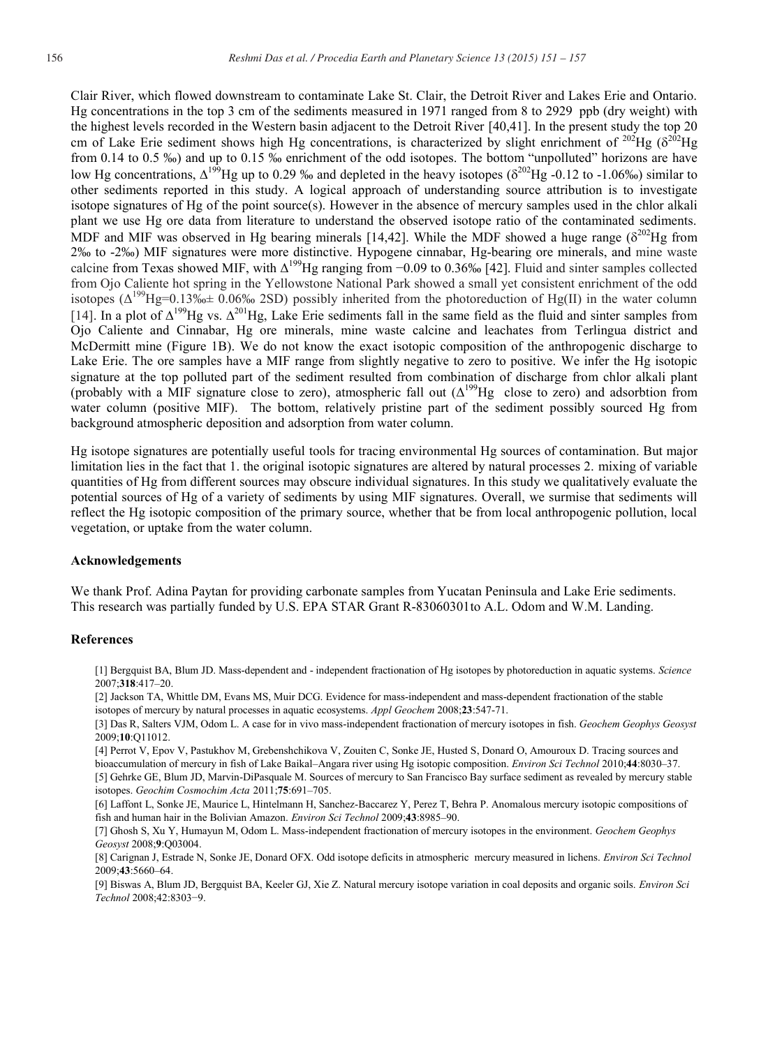Clair River, which flowed downstream to contaminate Lake St. Clair, the Detroit River and Lakes Erie and Ontario. Hg concentrations in the top 3 cm of the sediments measured in 1971 ranged from 8 to 2929 ppb (dry weight) with the highest levels recorded in the Western basin adjacent to the Detroit River [40,41]. In the present study the top 20 cm of Lake Erie sediment shows high Hg concentrations, is characterized by slight enrichment of $^{202}$Hg ($\delta^{202}$Hg from 0.14 to 0.5 ‰) and up to 0.15 ‰ enrichment of the odd isotopes. The bottom "unpolluted" horizons are have low Hg concentrations, $\Delta^{199}$Hg up to 0.29 ‰ and depleted in the heavy isotopes ($\delta^{202}$Hg -0.12 to -1.06‰) similar to other sediments reported in this study. A logical approach of understanding source attribution is to investigate isotope signatures of Hg of the point source(s). However in the absence of mercury samples used in the chlor alkali plant we use Hg ore data from literature to understand the observed isotope ratio of the contaminated sediments. MDF and MIF was observed in Hg bearing minerals [14,42]. While the MDF showed a huge range ($\delta^{202}$Hg from 2‰ to -2‰) MIF signatures were more distinctive. Hypogene cinnabar, Hg-bearing ore minerals, and mine waste calcine from Texas showed MIF, with $\Delta^{199}$Hg ranging from −0.09 to 0.36‰ [42]. Fluid and sinter samples collected from Ojo Caliente hot spring in the Yellowstone National Park showed a small yet consistent enrichment of the odd isotopes ($\Delta^{199}$Hg=0.13‰± 0.06‰ 2SD) possibly inherited from the photoreduction of Hg(II) in the water column [14]. In a plot of $\Delta^{199}$Hg vs. $\Delta^{201}$Hg, Lake Erie sediments fall in the same field as the fluid and sinter samples from Ojo Caliente and Cinnabar, Hg ore minerals, mine waste calcine and leachates from Terlingua district and McDermitt mine (Figure 1B). We do not know the exact isotopic composition of the anthropogenic discharge to Lake Erie. The ore samples have a MIF range from slightly negative to zero to positive. We infer the Hg isotopic signature at the top polluted part of the sediment resulted from combination of discharge from chlor alkali plant (probably with a MIF signature close to zero), atmospheric fall out ($\Delta^{199}$Hg close to zero) and adsorbtion from water column (positive MIF). The bottom, relatively pristine part of the sediment possibly sourced Hg from background atmospheric deposition and adsorption from water column.

Hg isotope signatures are potentially useful tools for tracing environmental Hg sources of contamination. But major limitation lies in the fact that 1. the original isotopic signatures are altered by natural processes 2. mixing of variable quantities of Hg from different sources may obscure individual signatures. In this study we qualitatively evaluate the potential sources of Hg of a variety of sediments by using MIF signatures. Overall, we surmise that sediments will reflect the Hg isotopic composition of the primary source, whether that be from local anthropogenic pollution, local vegetation, or uptake from the water column.

## Acknowledgements

We thank Prof. Adina Paytan for providing carbonate samples from Yucatan Peninsula and Lake Erie sediments. This research was partially funded by U.S. EPA STAR Grant R-83060301to A.L. Odom and W.M. Landing.

## References

[1] Bergquist BA, Blum JD. Mass-dependent and - independent fractionation of Hg isotopes by photoreduction in aquatic systems. *Science* 2007;**318**:417–20.

[2] Jackson TA, Whittle DM, Evans MS, Muir DCG. Evidence for mass-independent and mass-dependent fractionation of the stable isotopes of mercury by natural processes in aquatic ecosystems. *Appl Geochem* 2008;**23**:547-71.

[3] Das R, Salters VJM, Odom L. A case for in vivo mass-independent fractionation of mercury isotopes in fish. *Geochem Geophys Geosyst* 2009;**10**:Q11012.

[4] Perrot V, Epov V, Pastukhov M, Grebenshchikova V, Zouiten C, Sonke JE, Husted S, Donard O, Amouroux D. Tracing sources and bioaccumulation of mercury in fish of Lake Baikal–Angara river using Hg isotopic composition. *Environ Sci Technol* 2010;**44**:8030–37.

[5] Gehrke GE, Blum JD, Marvin-DiPasquale M. Sources of mercury to San Francisco Bay surface sediment as revealed by mercury stable isotopes. *Geochim Cosmochim Acta* 2011;**75**:691–705.

[6] Laffont L, Sonke JE, Maurice L, Hintelmann H, Sanchez-Baccarez Y, Perez T, Behra P. Anomalous mercury isotopic compositions of fish and human hair in the Bolivian Amazon. *Environ Sci Technol* 2009;**43**:8985–90.

[7] Ghosh S, Xu Y, Humayun M, Odom L. Mass-independent fractionation of mercury isotopes in the environment. *Geochem Geophys Geosyst* 2008;**9**:Q03004.

[8] Carignan J, Estrade N, Sonke JE, Donard OFX. Odd isotope deficits in atmospheric mercury measured in lichens. *Environ Sci Technol* 2009;**43**:5660–64.

[9] Biswas A, Blum JD, Bergquist BA, Keeler GJ, Xie Z. Natural mercury isotope variation in coal deposits and organic soils. *Environ Sci Technol* 2008;42:8303−9.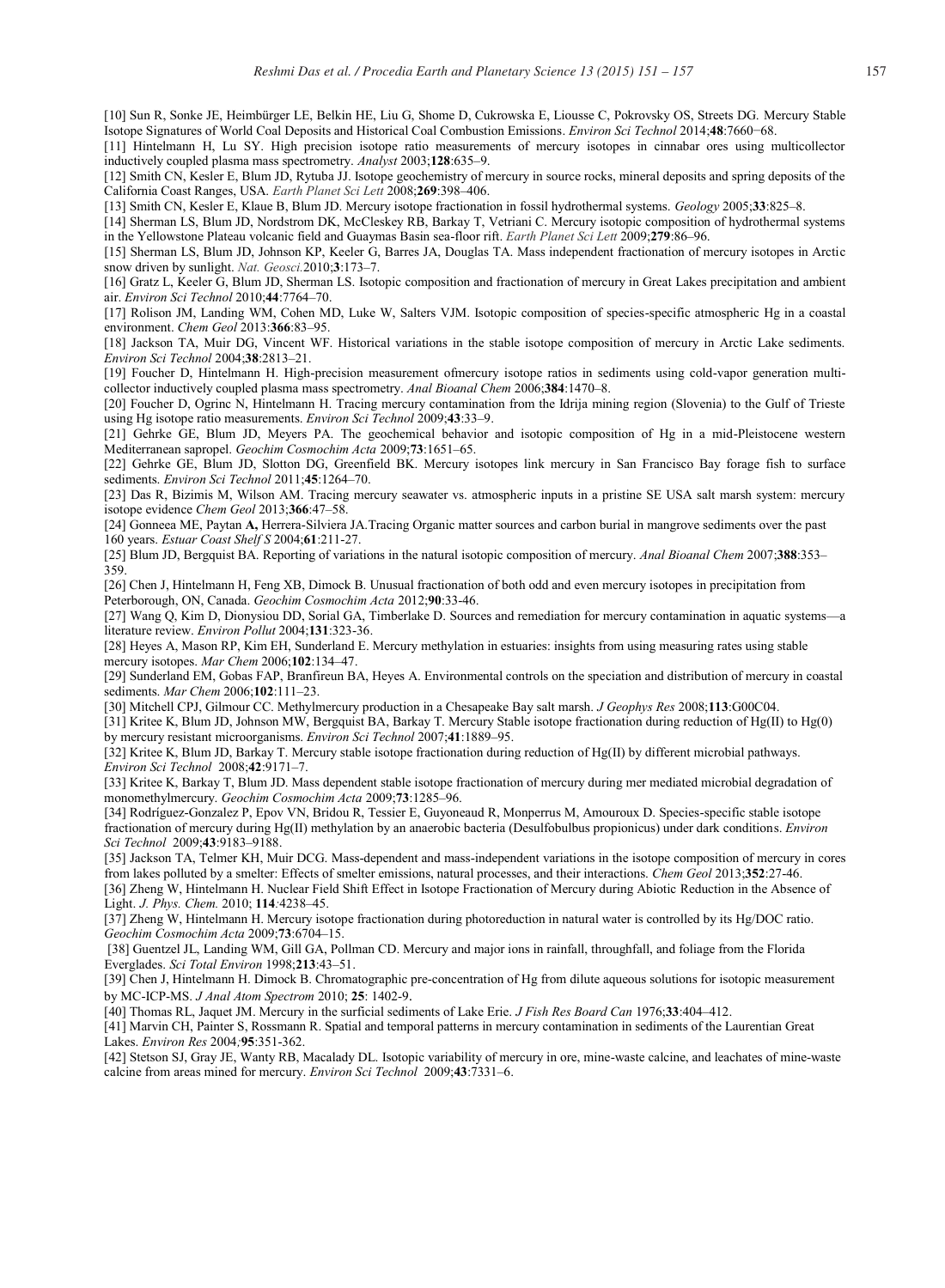[10] Sun R, Sonke JE, Heimbürger LE, Belkin HE, Liu G, Shome D, Cukrowska E, Liousse C, Pokrovsky OS, Streets DG. Mercury Stable Isotope Signatures of World Coal Deposits and Historical Coal Combustion Emissions. *Environ Sci Technol* 2014;**48**:7660−68.

[11] Hintelmann H, Lu SY. High precision isotope ratio measurements of mercury isotopes in cinnabar ores using multicollector inductively coupled plasma mass spectrometry. *Analyst* 2003;**128**:635–9.

[12] Smith CN, Kesler E, Blum JD, Rytuba JJ. Isotope geochemistry of mercury in source rocks, mineral deposits and spring deposits of the California Coast Ranges, USA. *Earth Planet Sci Lett* 2008;**269**:398–406.

[13] Smith CN, Kesler E, Klaue B, Blum JD. Mercury isotope fractionation in fossil hydrothermal systems. *Geology* 2005;**33**:825–8.

[14] Sherman LS, Blum JD, Nordstrom DK, McCleskey RB, Barkay T, Vetriani C. Mercury isotopic composition of hydrothermal systems in the Yellowstone Plateau volcanic field and Guaymas Basin sea-floor rift. *Earth Planet Sci Lett* 2009;**279**:86–96.

[15] Sherman LS, Blum JD, Johnson KP, Keeler G, Barres JA, Douglas TA. Mass independent fractionation of mercury isotopes in Arctic snow driven by sunlight. *Nat. Geosci.*2010;**3**:173–7.

[16] Gratz L, Keeler G, Blum JD, Sherman LS. Isotopic composition and fractionation of mercury in Great Lakes precipitation and ambient air. *Environ Sci Technol* 2010;**44**:7764–70.

[17] Rolison JM, Landing WM, Cohen MD, Luke W, Salters VJM. Isotopic composition of species-specific atmospheric Hg in a coastal environment. *Chem Geol* 2013:**366**:83–95.

[18] Jackson TA, Muir DG, Vincent WF. Historical variations in the stable isotope composition of mercury in Arctic Lake sediments. *Environ Sci Technol* 2004;**38**:2813–21.

[19] Foucher D, Hintelmann H. High-precision measurement ofmercury isotope ratios in sediments using cold-vapor generation multi-collector inductively coupled plasma mass spectrometry. *Anal Bioanal Chem* 2006;**384**:1470–8.

[20] Foucher D, Ogrinc N, Hintelmann H. Tracing mercury contamination from the Idrija mining region (Slovenia) to the Gulf of Trieste using Hg isotope ratio measurements. *Environ Sci Technol* 2009;**43**:33–9.

[21] Gehrke GE, Blum JD, Meyers PA. The geochemical behavior and isotopic composition of Hg in a mid-Pleistocene western Mediterranean sapropel. *Geochim Cosmochim Acta* 2009;**73**:1651–65.

[22] Gehrke GE, Blum JD, Slotton DG, Greenfield BK. Mercury isotopes link mercury in San Francisco Bay forage fish to surface sediments. *Environ Sci Technol* 2011;**45**:1264–70.

[23] Das R, Bizimis M, Wilson AM. Tracing mercury seawater vs. atmospheric inputs in a pristine SE USA salt marsh system: mercury isotope evidence *Chem Geol* 2013;**366**:47–58.

[24] Gonneea ME, Paytan **A,** Herrera-Silviera JA.Tracing Organic matter sources and carbon burial in mangrove sediments over the past 160 years. *Estuar Coast Shelf S* 2004;**61**:211-27.

[25] Blum JD, Bergquist BA. Reporting of variations in the natural isotopic composition of mercury. *Anal Bioanal Chem* 2007;**388**:353–359.

[26] Chen J, Hintelmann H, Feng XB, Dimock B. Unusual fractionation of both odd and even mercury isotopes in precipitation from Peterborough, ON, Canada. *Geochim Cosmochim Acta* 2012;**90**:33-46.

[27] Wang Q, Kim D, Dionysiou DD, Sorial GA, Timberlake D. Sources and remediation for mercury contamination in aquatic systems—a literature review. *Environ Pollut* 2004;**131**:323-36.

[28] Heyes A, Mason RP, Kim EH, Sunderland E. Mercury methylation in estuaries: insights from using measuring rates using stable mercury isotopes. *Mar Chem* 2006;**102**:134–47.

[29] Sunderland EM, Gobas FAP, Branfireun BA, Heyes A. Environmental controls on the speciation and distribution of mercury in coastal sediments. *Mar Chem* 2006;**102**:111–23.

[30] Mitchell CPJ, Gilmour CC. Methylmercury production in a Chesapeake Bay salt marsh. *J Geophys Res* 2008;**113**:G00C04.

[31] Kritee K, Blum JD, Johnson MW, Bergquist BA, Barkay T. Mercury Stable isotope fractionation during reduction of Hg(II) to Hg(0) by mercury resistant microorganisms. *Environ Sci Technol* 2007;**41**:1889–95.

[32] Kritee K, Blum JD, Barkay T. Mercury stable isotope fractionation during reduction of Hg(II) by different microbial pathways. *Environ Sci Technol* 2008;**42**:9171–7.

[33] Kritee K, Barkay T, Blum JD. Mass dependent stable isotope fractionation of mercury during mer mediated microbial degradation of monomethylmercury. *Geochim Cosmochim Acta* 2009;**73**:1285–96.

[34] Rodríguez-Gonzalez P, Epov VN, Bridou R, Tessier E, Guyoneaud R, Monperrus M, Amouroux D. Species-specific stable isotope fractionation of mercury during Hg(II) methylation by an anaerobic bacteria (Desulfobulbus propionicus) under dark conditions. *Environ Sci Technol* 2009;**43**:9183–9188.

[35] Jackson TA, Telmer KH, Muir DCG. Mass-dependent and mass-independent variations in the isotope composition of mercury in cores from lakes polluted by a smelter: Effects of smelter emissions, natural processes, and their interactions. *Chem Geol* 2013;**352**:27-46.

[36] Zheng W, Hintelmann H. Nuclear Field Shift Effect in Isotope Fractionation of Mercury during Abiotic Reduction in the Absence of Light. *J. Phys. Chem.* 2010; **114**:4238–45.

[37] Zheng W, Hintelmann H. Mercury isotope fractionation during photoreduction in natural water is controlled by its Hg/DOC ratio. *Geochim Cosmochim Acta* 2009;**73**:6704–15.

[38] Guentzel JL, Landing WM, Gill GA, Pollman CD. Mercury and major ions in rainfall, throughfall, and foliage from the Florida Everglades. *Sci Total Environ* 1998;**213**:43–51.

[39] Chen J, Hintelmann H. Dimock B. Chromatographic pre-concentration of Hg from dilute aqueous solutions for isotopic measurement by MC-ICP-MS. *J Anal Atom Spectrom* 2010; **25**: 1402-9.

[40] Thomas RL, Jaquet JM. Mercury in the surficial sediments of Lake Erie. *J Fish Res Board Can* 1976;**33**:404–412.

[41] Marvin CH, Painter S, Rossmann R. Spatial and temporal patterns in mercury contamination in sediments of the Laurentian Great Lakes. *Environ Res* 2004*;***95**:351-362.

[42] Stetson SJ, Gray JE, Wanty RB, Macalady DL. Isotopic variability of mercury in ore, mine-waste calcine, and leachates of mine-waste calcine from areas mined for mercury. *Environ Sci Technol* 2009;**43**:7331–6.